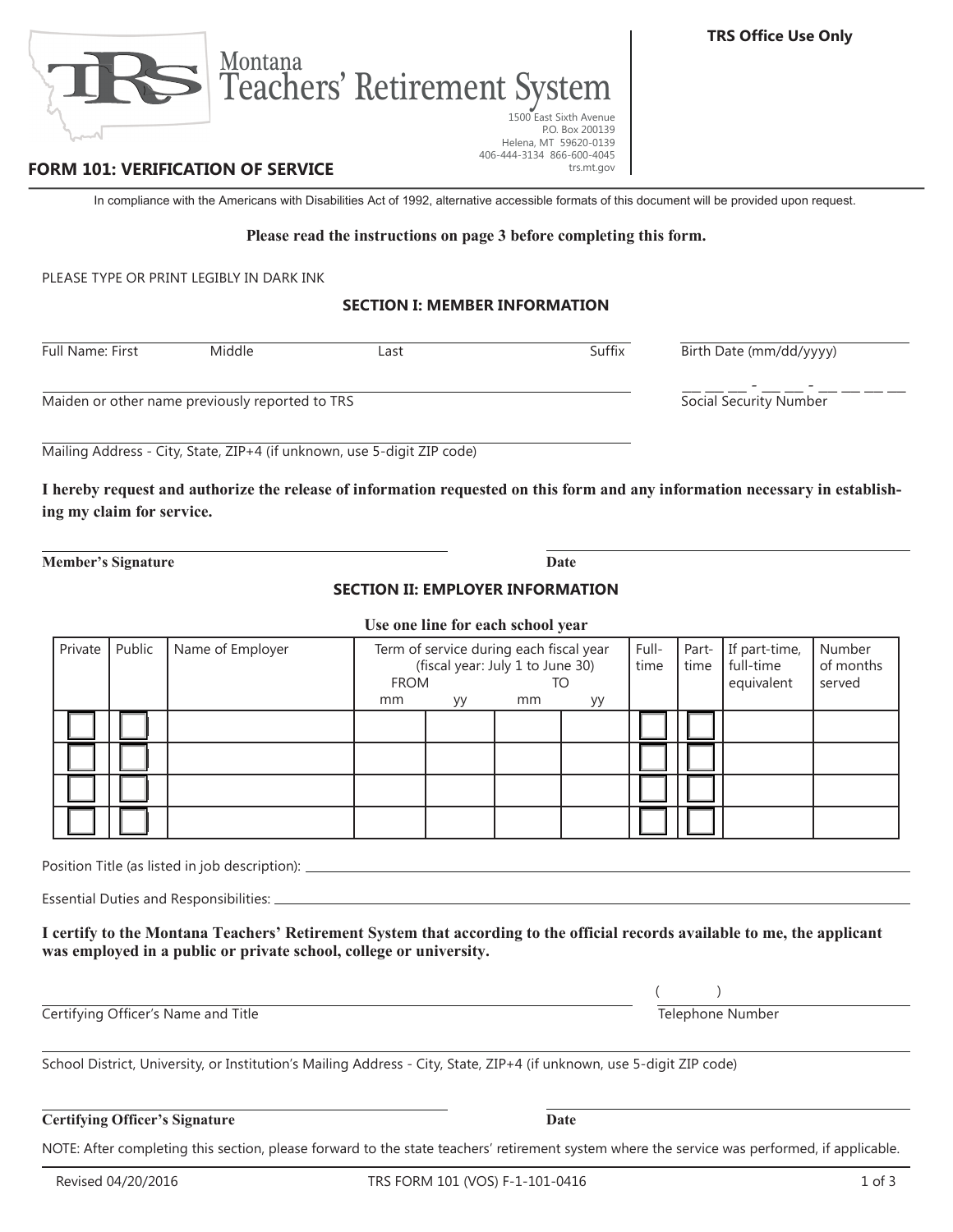**TRS Office Use Only**

# Montana Teachers' Retirement System

1500 East Sixth Avenue
P.O. Box 200139
Helena, MT 59620-0139
406-444-3134 866-600-4045
trs.mt.gov

## FORM 101: VERIFICATION OF SERVICE

In compliance with the Americans with Disabilities Act of 1992, alternative accessible formats of this document will be provided upon request.

**Please read the instructions on page 3 before completing this form.**

PLEASE TYPE OR PRINT LEGIBLY IN DARK INK

### SECTION I: MEMBER INFORMATION

Full Name: First ______ Middle ______ Last ______ Suffix ______

Birth Date (mm/dd/yyyy) ______

Maiden or other name previously reported to TRS ______

Social Security Number ___ ___ ___ - ___ ___ - ___ ___ ___ ___

Mailing Address - City, State, ZIP+4 (if unknown, use 5-digit ZIP code) ______

**I hereby request and authorize the release of information requested on this form and any information necessary in establishing my claim for service.**

**Member's Signature** ______ **Date** ______

### SECTION II: EMPLOYER INFORMATION

**Use one line for each school year**

| Private | Public | Name of Employer | Term of service during each fiscal year (fiscal year: July 1 to June 30) FROM | | TO | | Full-time | Part-time | If part-time, full-time equivalent | Number of months served |
|---|---|---|---|---|---|---|---|---|---|---|
| | | | mm | yy | mm | yy | | | | |
| ☐ | ☐ | | | | | | ☐ | ☐ | | |
| ☐ | ☐ | | | | | | ☐ | ☐ | | |
| ☐ | ☐ | | | | | | ☐ | ☐ | | |
| ☐ | ☐ | | | | | | ☐ | ☐ | | |

Position Title (as listed in job description): ______

Essential Duties and Responsibilities: ______

**I certify to the Montana Teachers' Retirement System that according to the official records available to me, the applicant was employed in a public or private school, college or university.**

Certifying Officer's Name and Title ______

Telephone Number ( ) ______

School District, University, or Institution's Mailing Address - City, State, ZIP+4 (if unknown, use 5-digit ZIP code) ______

**Certifying Officer's Signature** ______ **Date** ______

NOTE: After completing this section, please forward to the state teachers' retirement system where the service was performed, if applicable.

Revised 04/20/2016 TRS FORM 101 (VOS) F-1-101-0416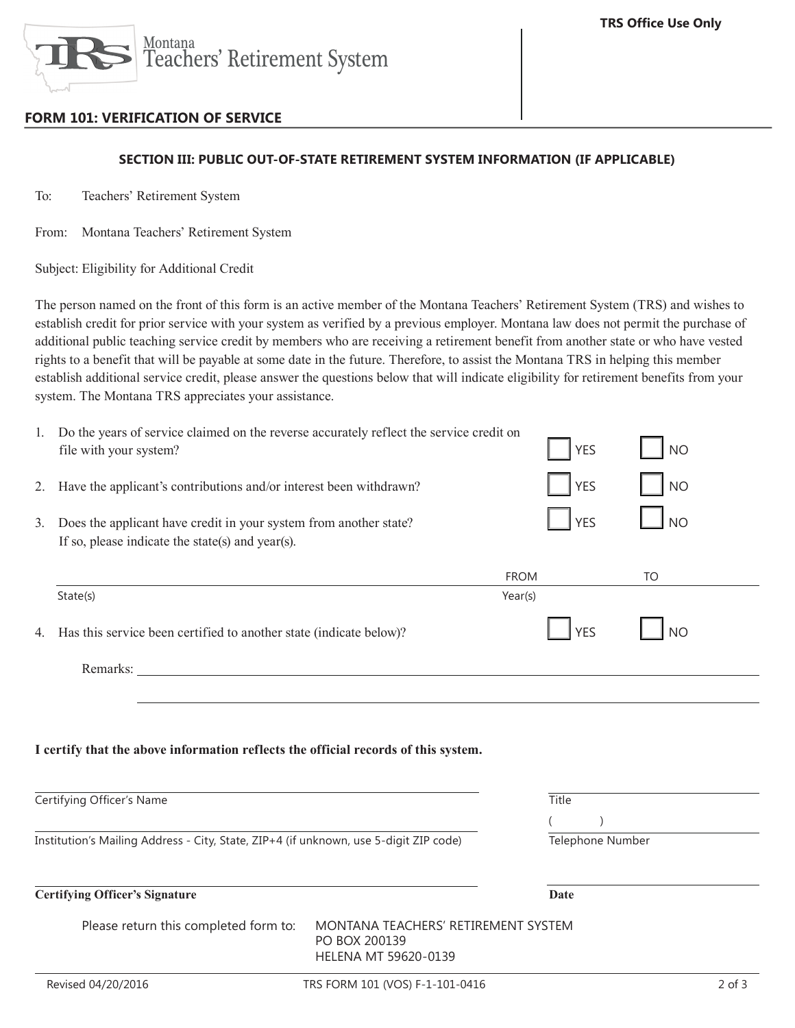Montana Teachers' Retirement System

**TRS Office Use Only**

## FORM 101: VERIFICATION OF SERVICE

### SECTION III: PUBLIC OUT-OF-STATE RETIREMENT SYSTEM INFORMATION (IF APPLICABLE)

To: Teachers' Retirement System

From: Montana Teachers' Retirement System

Subject: Eligibility for Additional Credit

The person named on the front of this form is an active member of the Montana Teachers' Retirement System (TRS) and wishes to establish credit for prior service with your system as verified by a previous employer. Montana law does not permit the purchase of additional public teaching service credit by members who are receiving a retirement benefit from another state or who have vested rights to a benefit that will be payable at some date in the future. Therefore, to assist the Montana TRS in helping this member establish additional service credit, please answer the questions below that will indicate eligibility for retirement benefits from your system. The Montana TRS appreciates your assistance.

1. Do the years of service claimed on the reverse accurately reflect the service credit on file with your system? ☐ YES ☐ NO
2. Have the applicant's contributions and/or interest been withdrawn? ☐ YES ☐ NO
3. Does the applicant have credit in your system from another state? ☐ YES ☐ NO
   If so, please indicate the state(s) and year(s).

| State(s) | Year(s) FROM | TO |
|---|---|---|
| | | |

4. Has this service been certified to another state (indicate below)? ☐ YES ☐ NO

Remarks: ____________________________________________

____________________________________________

**I certify that the above information reflects the official records of this system.**

| | |
|---|---|
| Certifying Officer's Name | Title |
| Institution's Mailing Address - City, State, ZIP+4 (if unknown, use 5-digit ZIP code) | ( ) Telephone Number |
| **Certifying Officer's Signature** | **Date** |

Please return this completed form to: MONTANA TEACHERS' RETIREMENT SYSTEM
PO BOX 200139
HELENA MT 59620-0139

Revised 04/20/2016 TRS FORM 101 (VOS) F-1-101-0416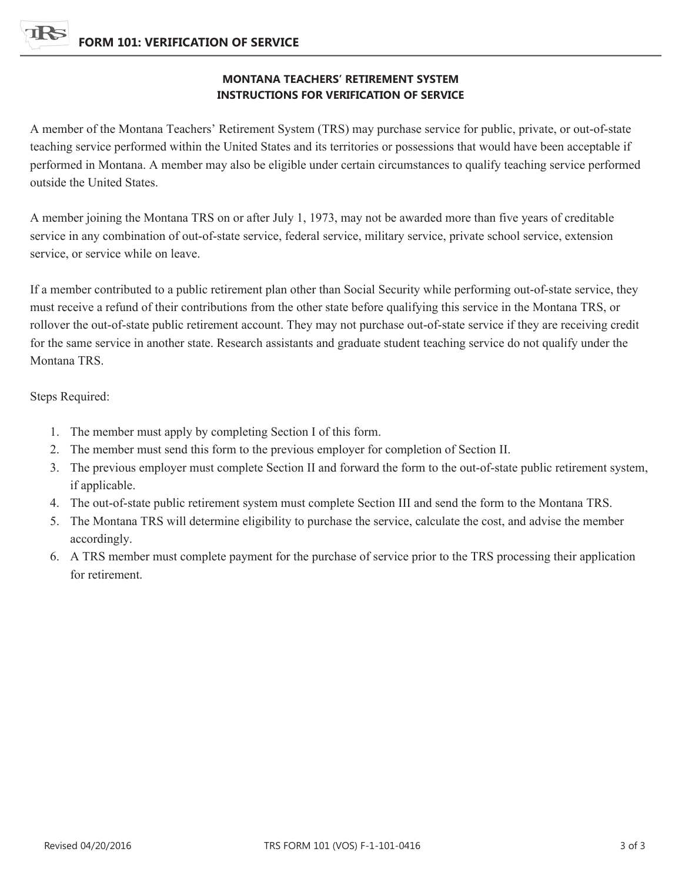## MONTANA TEACHERS' RETIREMENT SYSTEM
## INSTRUCTIONS FOR VERIFICATION OF SERVICE

A member of the Montana Teachers' Retirement System (TRS) may purchase service for public, private, or out-of-state teaching service performed within the United States and its territories or possessions that would have been acceptable if performed in Montana. A member may also be eligible under certain circumstances to qualify teaching service performed outside the United States.

A member joining the Montana TRS on or after July 1, 1973, may not be awarded more than five years of creditable service in any combination of out-of-state service, federal service, military service, private school service, extension service, or service while on leave.

If a member contributed to a public retirement plan other than Social Security while performing out-of-state service, they must receive a refund of their contributions from the other state before qualifying this service in the Montana TRS, or rollover the out-of-state public retirement account. They may not purchase out-of-state service if they are receiving credit for the same service in another state. Research assistants and graduate student teaching service do not qualify under the Montana TRS.

Steps Required:

1. The member must apply by completing Section I of this form.
2. The member must send this form to the previous employer for completion of Section II.
3. The previous employer must complete Section II and forward the form to the out-of-state public retirement system, if applicable.
4. The out-of-state public retirement system must complete Section III and send the form to the Montana TRS.
5. The Montana TRS will determine eligibility to purchase the service, calculate the cost, and advise the member accordingly.
6. A TRS member must complete payment for the purchase of service prior to the TRS processing their application for retirement.